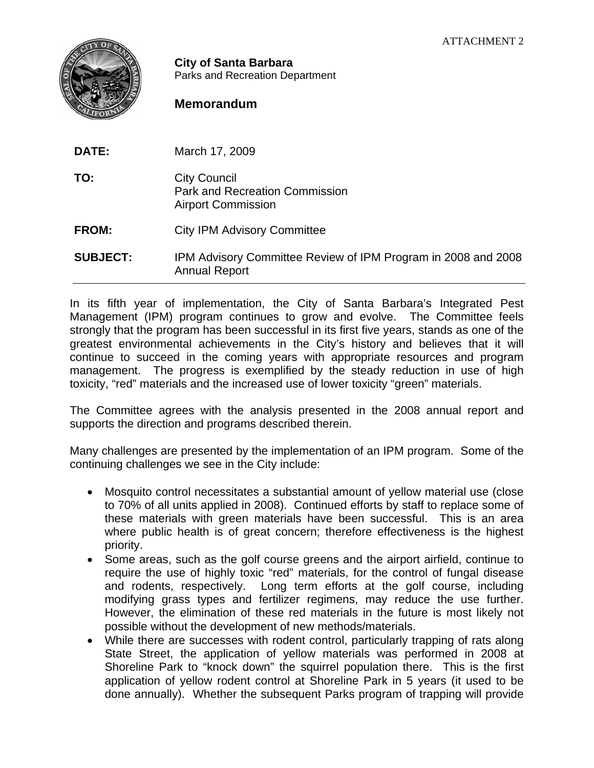ATTACHMENT 2

**City of Santa Barbara**
Parks and Recreation Department

## Memorandum

| | |
|---|---|
| **DATE:** | March 17, 2009 |
| **TO:** | City Council<br>Park and Recreation Commission<br>Airport Commission |
| **FROM:** | City IPM Advisory Committee |
| **SUBJECT:** | IPM Advisory Committee Review of IPM Program in 2008 and 2008 Annual Report |

In its fifth year of implementation, the City of Santa Barbara's Integrated Pest Management (IPM) program continues to grow and evolve. The Committee feels strongly that the program has been successful in its first five years, stands as one of the greatest environmental achievements in the City's history and believes that it will continue to succeed in the coming years with appropriate resources and program management. The progress is exemplified by the steady reduction in use of high toxicity, "red" materials and the increased use of lower toxicity "green" materials.

The Committee agrees with the analysis presented in the 2008 annual report and supports the direction and programs described therein.

Many challenges are presented by the implementation of an IPM program. Some of the continuing challenges we see in the City include:

- Mosquito control necessitates a substantial amount of yellow material use (close to 70% of all units applied in 2008). Continued efforts by staff to replace some of these materials with green materials have been successful. This is an area where public health is of great concern; therefore effectiveness is the highest priority.
- Some areas, such as the golf course greens and the airport airfield, continue to require the use of highly toxic "red" materials, for the control of fungal disease and rodents, respectively. Long term efforts at the golf course, including modifying grass types and fertilizer regimens, may reduce the use further. However, the elimination of these red materials in the future is most likely not possible without the development of new methods/materials.
- While there are successes with rodent control, particularly trapping of rats along State Street, the application of yellow materials was performed in 2008 at Shoreline Park to "knock down" the squirrel population there. This is the first application of yellow rodent control at Shoreline Park in 5 years (it used to be done annually). Whether the subsequent Parks program of trapping will provide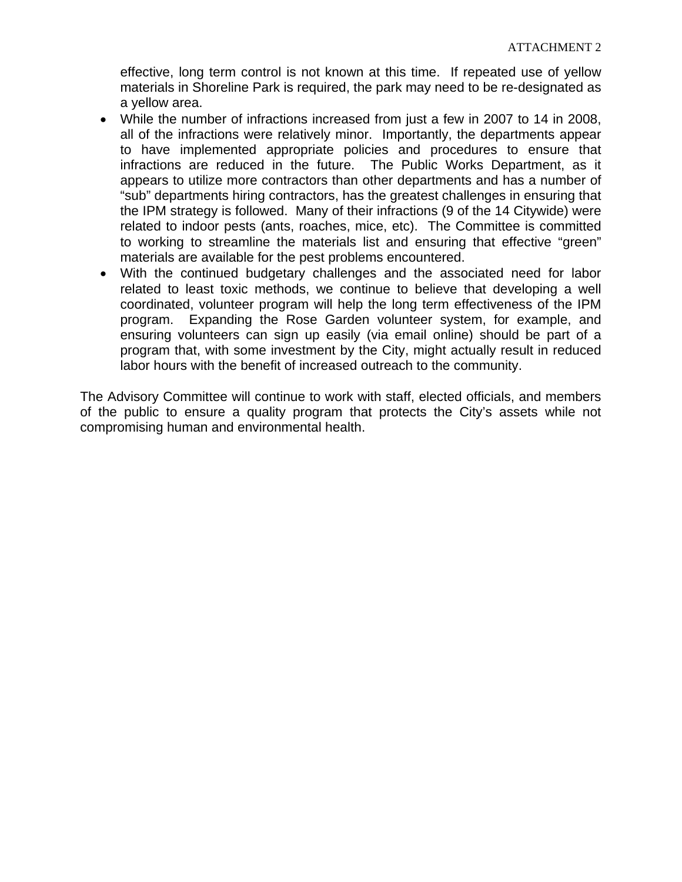effective, long term control is not known at this time. If repeated use of yellow materials in Shoreline Park is required, the park may need to be re-designated as a yellow area.

- While the number of infractions increased from just a few in 2007 to 14 in 2008, all of the infractions were relatively minor. Importantly, the departments appear to have implemented appropriate policies and procedures to ensure that infractions are reduced in the future. The Public Works Department, as it appears to utilize more contractors than other departments and has a number of "sub" departments hiring contractors, has the greatest challenges in ensuring that the IPM strategy is followed. Many of their infractions (9 of the 14 Citywide) were related to indoor pests (ants, roaches, mice, etc). The Committee is committed to working to streamline the materials list and ensuring that effective "green" materials are available for the pest problems encountered.
- With the continued budgetary challenges and the associated need for labor related to least toxic methods, we continue to believe that developing a well coordinated, volunteer program will help the long term effectiveness of the IPM program. Expanding the Rose Garden volunteer system, for example, and ensuring volunteers can sign up easily (via email online) should be part of a program that, with some investment by the City, might actually result in reduced labor hours with the benefit of increased outreach to the community.

The Advisory Committee will continue to work with staff, elected officials, and members of the public to ensure a quality program that protects the City's assets while not compromising human and environmental health.